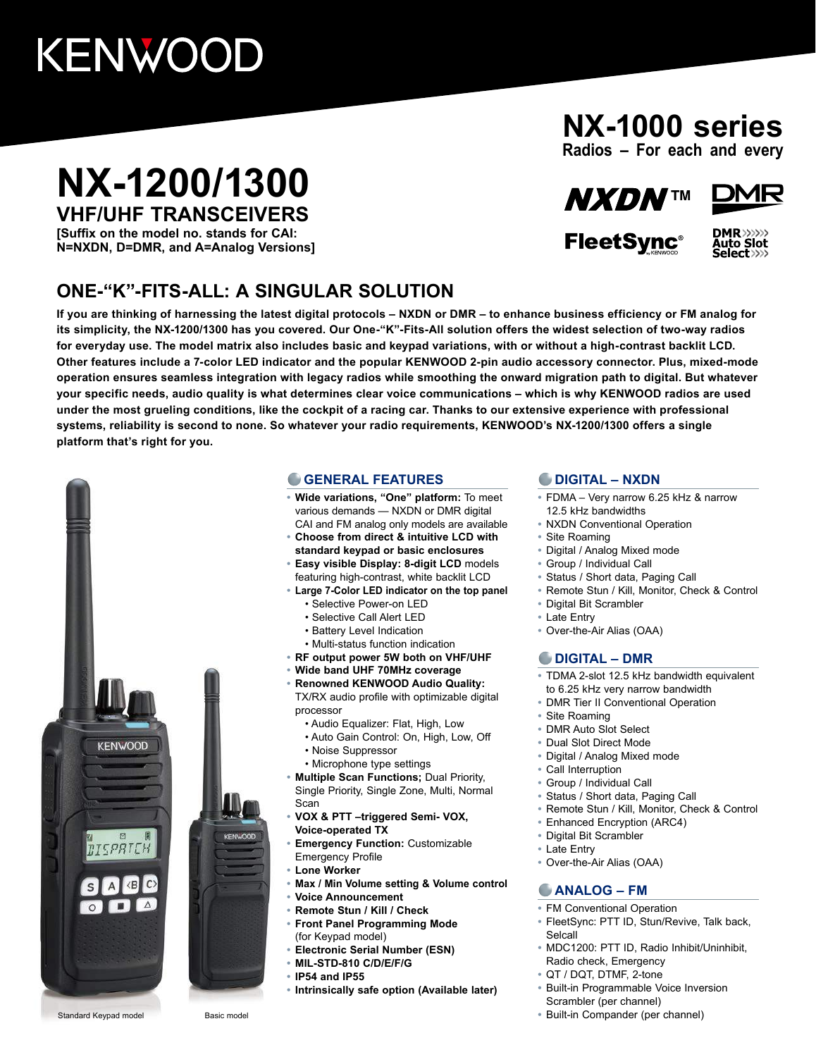KENWOOD

# NX-1000 series

**Radios – For each and every**

NXDN™ DMR FleetSync® DMR Auto Slot Select

# NX-1200/1300

## VHF/UHF TRANSCEIVERS

**[Suffix on the model no. stands for CAI: N=NXDN, D=DMR, and A=Analog Versions]**

## ONE-“K”-FITS-ALL: A SINGULAR SOLUTION

**If you are thinking of harnessing the latest digital protocols – NXDN or DMR – to enhance business efficiency or FM analog for its simplicity, the NX-1200/1300 has you covered. Our One-“K”-Fits-All solution offers the widest selection of two-way radios for everyday use. The model matrix also includes basic and keypad variations, with or without a high-contrast backlit LCD. Other features include a 7-color LED indicator and the popular KENWOOD 2-pin audio accessory connector. Plus, mixed-mode operation ensures seamless integration with legacy radios while smoothing the onward migration path to digital. But whatever your specific needs, audio quality is what determines clear voice communications – which is why KENWOOD radios are used under the most grueling conditions, like the cockpit of a racing car. Thanks to our extensive experience with professional systems, reliability is second to none. So whatever your radio requirements, KENWOOD's NX-1200/1300 offers a single platform that's right for you.**

Standard Keypad model

Basic model

### GENERAL FEATURES

- **Wide variations, “One” platform:** To meet various demands — NXDN or DMR digital CAI and FM analog only models are available
- **Choose from direct & intuitive LCD with standard keypad or basic enclosures**
- **Easy visible Display: 8-digit LCD** models featuring high-contrast, white backlit LCD
- **Large 7-Color LED indicator on the top panel**
  - Selective Power-on LED
  - Selective Call Alert LED
  - Battery Level Indication
  - Multi-status function indication
- **RF output power 5W both on VHF/UHF**
- **Wide band UHF 70MHz coverage**
- **Renowned KENWOOD Audio Quality:** TX/RX audio profile with optimizable digital processor
  - Audio Equalizer: Flat, High, Low
  - Auto Gain Control: On, High, Low, Off
  - Noise Suppressor
  - Microphone type settings
- **Multiple Scan Functions;** Dual Priority, Single Priority, Single Zone, Multi, Normal Scan
- **VOX & PTT –triggered Semi- VOX, Voice-operated TX**
- **Emergency Function:** Customizable Emergency Profile
- **Lone Worker**
- **Max / Min Volume setting & Volume control**
- **Voice Announcement**
- **Remote Stun / Kill / Check**
- **Front Panel Programming Mode** (for Keypad model)
- **Electronic Serial Number (ESN)**
- **MIL-STD-810 C/D/E/F/G**
- **IP54 and IP55**
- **Intrinsically safe option (Available later)**

### DIGITAL – NXDN

- FDMA – Very narrow 6.25 kHz & narrow 12.5 kHz bandwidths
- NXDN Conventional Operation
- Site Roaming
- Digital / Analog Mixed mode
- Group / Individual Call
- Status / Short data, Paging Call
- Remote Stun / Kill, Monitor, Check & Control
- Digital Bit Scrambler
- Late Entry
- Over-the-Air Alias (OAA)

### DIGITAL – DMR

- TDMA 2-slot 12.5 kHz bandwidth equivalent to 6.25 kHz very narrow bandwidth
- DMR Tier II Conventional Operation
- Site Roaming
- DMR Auto Slot Select
- Dual Slot Direct Mode
- Digital / Analog Mixed mode
- Call Interruption
- Group / Individual Call
- Status / Short data, Paging Call
- Remote Stun / Kill, Monitor, Check & Control
- Enhanced Encryption (ARC4)
- Digital Bit Scrambler
- Late Entry
- Over-the-Air Alias (OAA)

### ANALOG – FM

- FM Conventional Operation
- FleetSync: PTT ID, Stun/Revive, Talk back, Selcall
- MDC1200: PTT ID, Radio Inhibit/Uninhibit, Radio check, Emergency
- QT / DQT, DTMF, 2-tone
- Built-in Programmable Voice Inversion Scrambler (per channel)
- Built-in Compander (per channel)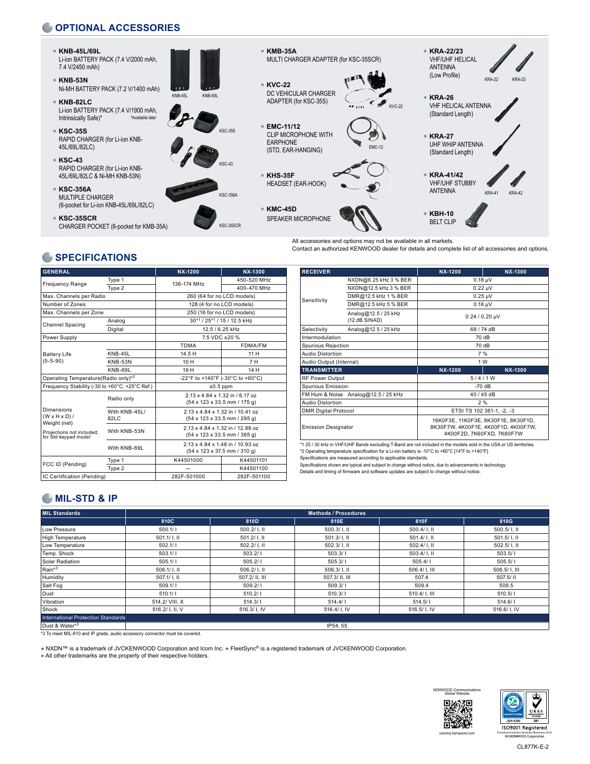## OPTIONAL ACCESSORIES

- **KNB-45L/69L**
  Li-ion BATTERY PACK (7.4 V/2000 mAh, 7.4 V/2450 mAh)
- **KNB-53N**
  Ni-MH BATTERY PACK (7.2 V/1400 mAh)
- **KNB-82LC**
  Li-ion BATTERY PACK (7.4 V/1900 mAh, Intrinsically Safe)* *Available later
- **KSC-35S**
  RAPID CHARGER (for Li-ion KNB-45L/69L/82LC)
- **KSC-43**
  RAPID CHARGER (for Li-ion KNB-45L/69L/82LC & Ni-MH KNB-53N)
- **KSC-356A**
  MULTIPLE CHARGER (6-pocket for Li-ion KNB-45L/69L/82LC)
- **KSC-35SCR**
  CHARGER POCKET (6-pocket for KMB-35A)
- **KMB-35A**
  MULTI CHARGER ADAPTER (for KSC-35SCR)
- **KVC-22**
  DC VEHICULAR CHARGER ADAPTER (for KSC-35S)
- **EMC-11/12**
  CLIP MICROPHONE WITH EARPHONE (STD, EAR-HANGING)
- **KHS-35F**
  HEADSET (EAR-HOOK)
- **KMC-45D**
  SPEAKER MICROPHONE
- **KRA-22/23**
  VHF/UHF HELICAL ANTENNA (Low Profile)
- **KRA-26**
  VHF HELICAL ANTENNA (Standard Length)
- **KRA-27**
  UHF WHIP ANTENNA (Standard Length)
- **KRA-41/42**
  VHF/UHF STUBBY ANTENNA
- **KBH-10**
  BELT CLIP

All accessories and options may not be available in all markets.
Contact an authorized KENWOOD dealer for details and complete list of all accessories and options.

## SPECIFICATIONS

| GENERAL | | NX-1200 | NX-1300 |
|---|---|---|---|
| Frequency Range | Type 1 | 136-174 MHz | 450-520 MHz |
| | Type 2 | | 400-470 MHz |
| Max. Channels per Radio | | 260 (64 for no LCD models) | |
| Number of Zones | | 128 (4 for no LCD models) | |
| Max. Channels per Zone | | 250 (16 for no LCD models) | |
| Channel Spacing | Analog | 30*1 / 25*1 / 15 / 12.5 kHz | |
| | Digital | 12.5 / 6.25 kHz | |
| Power Supply | | 7.5 VDC ±20 % | |
| Battery Life (5-5-90) | | TDMA | FDMA/FM |
| | KNB-45L | 14.5 H | 11 H |
| | KNB-53N | 10 H | 7 H |
| | KNB-69L | 19 H | 14 H |
| Operating Temperature(Radio only)*2 | | -22°F to +140°F (-30°C to +60°C) | |
| Frequency Stability (-30 to +60°C; +25°C Ref.) | | ±0.5 ppm | |
| Dimensions (W x H x D) / Weight (net) Projections not included; for Std keypad model | Radio only | 2.13 x 4.84 x 1.32 in / 6.17 oz (54 x 123 x 33.5 mm / 175 g) | |
| | With KNB-45L/82LC | 2.13 x 4.84 x 1.32 in / 10.41 oz (54 x 123 x 33.5 mm / 295 g) | |
| | With KNB-53N | 2.13 x 4.84 x 1.32 in / 12.88 oz (54 x 123 x 33.5 mm / 365 g) | |
| | With KNB-69L | 2.13 x 4.84 x 1.48 in / 10.93 oz (54 x 123 x 37.5 mm / 310 g) | |
| FCC ID (Pending) | Type 1 | K44501000 | K44501101 |
| | Type 2 | — | K44501100 |
| IC Certification (Pending) | | 282F-501000 | 282F-501100 |

| RECEIVER | | NX-1200 | NX-1300 |
|---|---|---|---|
| Sensitivity | NXDN@6.25 kHz 3 % BER | 0.18 µV | |
| | NXDN@12.5 kHz 3 % BER | 0.22 µV | |
| | DMR@12.5 kHz 1 % BER | 0.25 µV | |
| | DMR@12.5 kHz 5 % BER | 0.18 µV | |
| | Analog@12.5 / 25 kHz (12 dB SINAD) | 0.24 / 0.20 µV | |
| Selectivity | Analog@12.5 / 25 kHz | 68 / 74 dB | |
| Intermodulation | | 70 dB | |
| Spurious Rejection | | 70 dB | |
| Audio Distortion | | 7 % | |
| Audio Output (Internal) | | 1 W | |
| **TRANSMITTER** | | **NX-1200** | **NX-1300** |
| RF Power Output | | 5 / 4 / 1 W | |
| Spurious Emission | | -70 dB | |
| FM Hum & Noise | Analog@12.5 / 25 kHz | 40 / 45 dB | |
| Audio Distortion | | 2 % | |
| DMR Digital Protocol | | ETSI TS 102 361-1, -2, -3 | |
| Emission Designator | | 16K0F3E, 11K0F3E, 8K30F1E, 8K30F1D, 8K30F7W, 4K00F1E, 4K00F1D, 4K00F7W, 4K00F2D, 7K60FXD, 7K60F7W | |

*1 25 / 30 kHz in VHF/UHF Bands excluding T-Band are not included in the models sold in the USA or US territories.
*2 Operating temperature specification for a Li-ion battery is -10°C to +60°C [14°F to +140°F].
Specifications are measured according to applicable standards.
Specifications shown are typical and subject to change without notice, due to advancements in technology.
Details and timing of firmware and software updates are subject to change without notice.

## MIL-STD & IP

| MIL Standards | Methods / Procedures | | | | |
|---|---|---|---|---|---|
| | 810C | 810D | 810E | 810F | 810G |
| Low Pressure | 500.1/ I | 500.2/ I, II | 500.3/ I, II | 500.4/ I, II | 500.5/ I, II |
| High Temperature | 501.1/ I, II | 501.2/ I, II | 501.3/ I, II | 501.4/ I, II | 501.5/ I, II |
| Low Temperature | 502.1/ I | 502.2/ I, II | 502.3/ I, II | 502.4/ I, II | 502.5/ I, II |
| Temp. Shock | 503.1/ I | 503.2/ I | 503.3/ I | 503.4/ I, II | 503.5/ I |
| Solar Radiation | 505.1/ I | 505.2/ I | 505.3/ I | 505.4/ I | 505.5/ I |
| Rain*3 | 506.1/ I, II | 506.2/ I, II | 506.3/ I, II | 506.4/ I, III | 506.5/ I, III |
| Humidity | 507.1/ I, II | 507.2/ II, III | 507.3/ II, III | 507.4 | 507.5/ II |
| Salt Fog | 509.1/ I | 509.2/ I | 509.3/ I | 509.4 | 509.5 |
| Dust | 510.1/ I | 510.2/ I | 510.3/ I | 510.4/ I, III | 510.5/ I |
| Vibration | 514.2/ VIII, X | 514.3/ I | 514.4/ I | 514.5/ I | 514.6/ I |
| Shock | 516.2/ I, II, V | 516.3/ I, IV | 516.4/ I, IV | 516.5/ I, IV | 516.6/ I, IV |
| **International Protection Standards** | | | | | |
| Dust & Water*3 | IP54, 55 | | | | |

*3 To meet MIL-810 and IP grade, audio accessory connector must be covered.

- NXDN™ is a trademark of JVCKENWOOD Corporation and Icom Inc. ● FleetSync® is a registered trademark of JVCKENWOOD Corporation.
- All other trademarks are the property of their respective holders.

KENWOOD Communications Global Website
comms.kenwood.com

ISO9001 Registered
Communications Systems Business Unit
JVCKENWOOD Corporation

CL877K-E-2